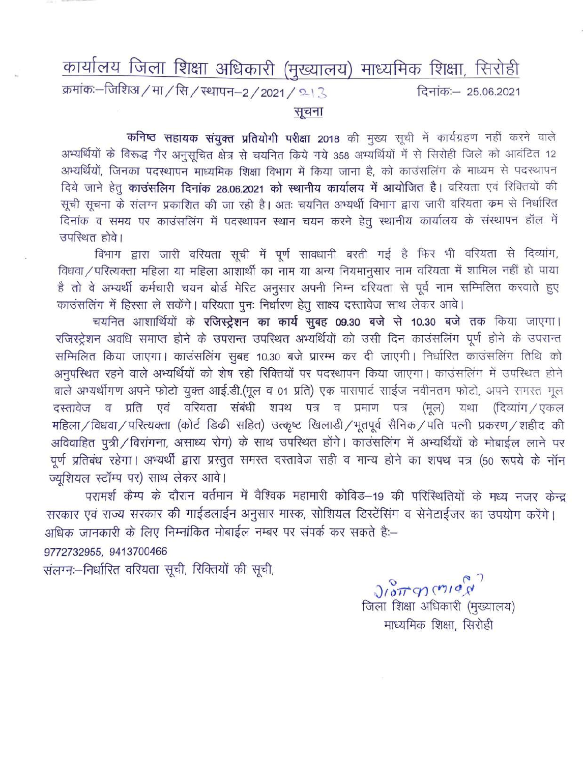# कार्यालय जिला शिक्षा अधिकारी (मुख्यालय) माध्यमिक शिक्षा, सिरोही

क्रमांकः–जिशिअ / मा / सि / स्थापन–2 / 2021 / 213 दिनांकः– 25.06.2021

## सूचना

**कनिष्ठ सहायक संयुक्त प्रतियोगी परीक्षा** 2018 की मुख्य सूची में कार्यग्रहण नहीं करने वाले अभ्यर्थियों के विरूद्ध गैर अनुसूचित क्षेत्र से चयनित किये गये 358 अभ्यर्थियों में से सिरोही जिले को आवंटित 12 अभ्यर्थियों, जिनका पदस्थापन माध्यमिक शिक्षा विभाग में किया जाना है, को काउंसलिंग के माध्यम से पदस्थापन दिये जाने हेतु **काउंसलिग दिनांक 28.06.2021 को स्थानीय कार्यालय में आयोजित है**। वरियता एवं रिक्तियों की सूची सूचना के संलग्न प्रकाशित की जा रही है। अतः चयनित अभ्यर्थी विभाग द्वारा जारी वरियता क्रम से निर्धारित दिनांक व समय पर काउंसलिंग में पदस्थापन स्थान चयन करने हेतु स्थानीय कार्यालय के संस्थापन हॉल में उपस्थित होवे।

विभाग द्वारा जारी वरियता सूची में पूर्ण सावधानी बरती गई है फिर भी वरियता से दिव्यांग, विधवा / परित्यक्ता महिला या महिला आशार्थी का नाम या अन्य नियमानुसार नाम वरियता में शामिल नहीं हो पाया है तो वे अभ्यर्थी कर्मचारी चयन बोर्ड मेरिट अनुसार अपनी निम्न वरियता से पूर्व नाम सम्मिलित करवाते हुए काउंसलिंग में हिस्सा ले सकेंगे। वरियता पुनः निर्धारण हेतु साक्ष्य दस्तावेज साथ लेकर आवे।

चयनित आशार्थियों के **रजिस्ट्रेशन का कार्य सुबह 09.30 बजे से 10.30 बजे तक** किया जाएगा। रजिस्ट्रेशन अवधि समाप्त होने के उपरान्त उपस्थित अभ्यर्थियों को उसी दिन काउंसलिंग पूर्ण होने के उपरान्त सम्मिलित किया जाएगा। काउंसलिंग सुबह 10.30 बजे प्रारम्भ कर दी जाएगी। निर्धारित काउंसलिंग तिथि को अनुपस्थित रहने वाले अभ्यर्थियों को शेष रही रिक्तियों पर पदस्थापन किया जाएगा। काउंसलिंग में उपस्थित होने वाले अभ्यर्थीगण अपने फोटो युक्त आई.डी.(मूल व 01 प्रति) एक पासपार्ट साईज नवीनतम फोटो, अपने समस्त मूल दस्तावेज व प्रति एवं वरियता संबंधी शपथ पत्र व प्रमाण पत्र (मूल) यथा (दिव्यांग / एकल महिला / विधवा / परित्यक्ता (कोर्ट डिक्री सहित) उत्कृष्ट खिलाडी / भूतपूर्व सैनिक / पति पत्नी प्रकरण / शहीद की अविवाहित पुत्री / विरांगना, असाध्य रोग) के साथ उपस्थित होंगे। काउंसलिंग में अभ्यर्थियों के मोबाईल लाने पर पूर्ण प्रतिबंध रहेगा। अभ्यर्थी द्वारा प्रस्तुत समस्त दस्तावेज सही व मान्य होने का शपथ पत्र (50 रूपये के नॉन ज्यूशियल स्टॉम्प पर) साथ लेकर आवे।

परामर्श कैम्प के दौरान वर्तमान में वैश्विक महामारी कोविड–19 की परिस्थितियों के मध्य नजर केन्द्र सरकार एवं राज्य सरकार की गाईडलाईन अनुसार मास्क, सोशियल डिस्टेंसिंग व सेनेटाईजर का उपयोग करेंगे। अधिक जानकारी के लिए निम्नांकित मोबाईल नम्बर पर संपर्क कर सकते है:–

9772732955, 9413700466

संलग्नः–निर्धारित वरियता सूची, रिक्तियों की सूची,

जिला शिक्षा अधिकारी (मुख्यालय)
माध्यमिक शिक्षा, सिरोही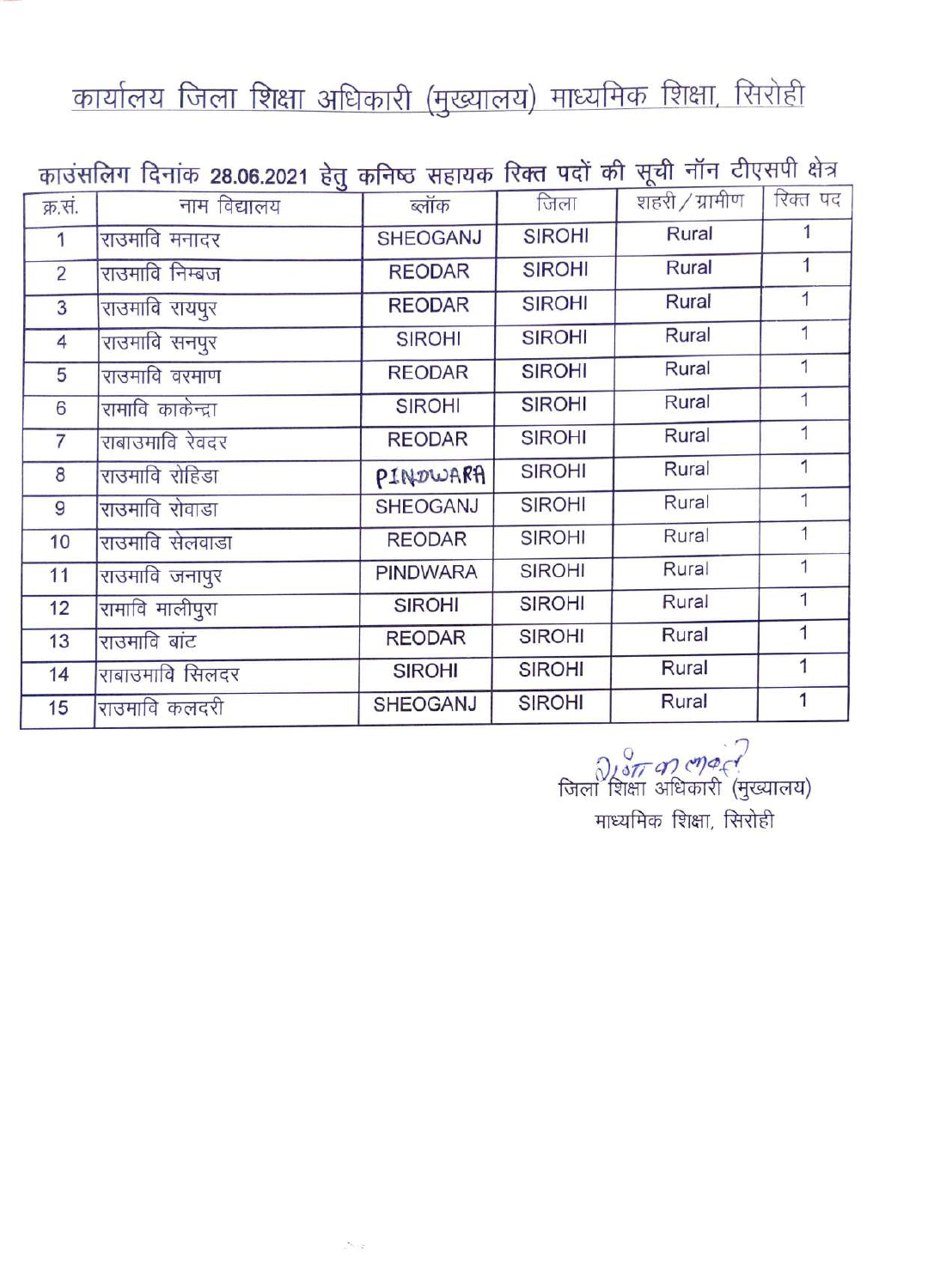# कार्यालय जिला शिक्षा अधिकारी (मुख्यालय) माध्यमिक शिक्षा, सिरोही

## काउंसलिग दिनांक 28.06.2021 हेतु कनिष्ठ सहायक रिक्त पदों की सूची नॉन टीएसपी क्षेत्र

| क्र.सं. | नाम विद्यालय | ब्लॉक | जिला | शहरी / ग्रामीण | रिक्त पद |
|---|---|---|---|---|---|
| 1 | राउमावि मनादर | SHEOGANJ | SIROHI | Rural | 1 |
| 2 | राउमावि निम्बज | REODAR | SIROHI | Rural | 1 |
| 3 | राउमावि रायपुर | REODAR | SIROHI | Rural | 1 |
| 4 | राउमावि सनपुर | SIROHI | SIROHI | Rural | 1 |
| 5 | राउमावि वरमाण | REODAR | SIROHI | Rural | 1 |
| 6 | रामावि काकेन्द्रा | SIROHI | SIROHI | Rural | 1 |
| 7 | राबाउमावि रेवदर | REODAR | SIROHI | Rural | 1 |
| 8 | राउमावि रोहिडा | PINDWARA | SIROHI | Rural | 1 |
| 9 | राउमावि रोवाडा | SHEOGANJ | SIROHI | Rural | 1 |
| 10 | राउमावि सेलवाडा | REODAR | SIROHI | Rural | 1 |
| 11 | राउमावि जनापुर | PINDWARA | SIROHI | Rural | 1 |
| 12 | रामावि मालीपुरा | SIROHI | SIROHI | Rural | 1 |
| 13 | राउमावि बांट | REODAR | SIROHI | Rural | 1 |
| 14 | राबाउमावि सिलदर | SIROHI | SIROHI | Rural | 1 |
| 15 | राउमावि कलदरी | SHEOGANJ | SIROHI | Rural | 1 |

जिला शिक्षा अधिकारी (मुख्यालय)
माध्यमिक शिक्षा, सिरोही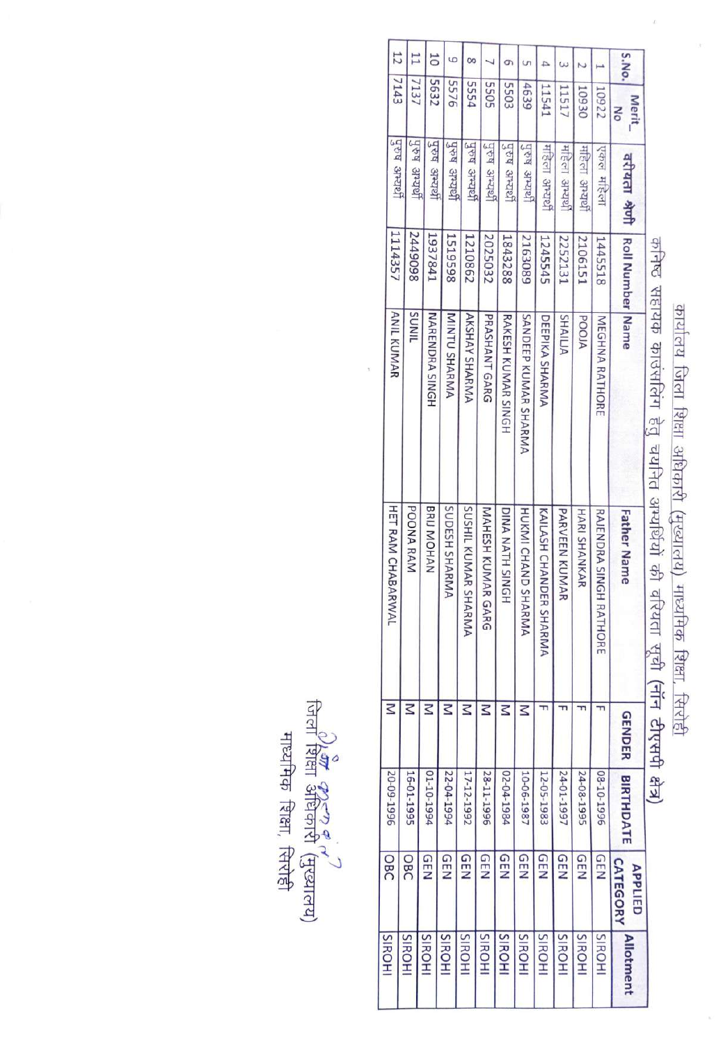# कार्यालय जिला शिक्षा अधिकारी (मुख्यालय) माध्यमिक शिक्षा, सिरोही

## कनिष्ठ सहायक काउंसलिंग हेतु चयनित अभ्यर्थियों की वरियता सूची (नॉन टीएसपी क्षेत्र)

| S.No. | Merit_No | वरीयता श्रेणी | Roll Number | Name | Father Name | GENDER | BIRTHDATE | APPLIED CATEGORY | Allotment |
|---|---|---|---|---|---|---|---|---|---|
| 1 | 10922 | एकल महिला | 1445518 | MEGHNA RATHORE | RAJENDRA SINGH RATHORE | F | 08-10-1996 | GEN | SIROHI |
| 2 | 10930 | महिला अभ्यर्थी | 2106151 | POOJA | HARI SHANKAR | F | 24-08-1995 | GEN | SIROHI |
| 3 | 11517 | महिला अभ्यर्थी | 2252131 | SHAILJA | PARVEEN KUMAR | F | 24-01-1997 | GEN | SIROHI |
| 4 | 11541 | महिला अभ्यर्थी | 1245545 | DEEPIKA SHARMA | KAILASH CHANDER SHARMA | F | 12-05-1983 | GEN | SIROHI |
| 5 | 4639 | पुरुष अभ्यर्थी | 2163089 | SANDEEP KUMAR SHARMA | HUKMI CHAND SHARMA | M | 10-06-1987 | GEN | SIROHI |
| 6 | 5503 | पुरुष अभ्यर्थी | 1843288 | RAKESH KUMAR SINGH | DINA NATH SINGH | M | 02-04-1984 | GEN | SIROHI |
| 7 | 5505 | पुरुष अभ्यर्थी | 2025032 | PRASHANT GARG | MAHESH KUMAR GARG | M | 28-11-1996 | GEN | SIROHI |
| 8 | 5554 | पुरुष अभ्यर्थी | 1210862 | AKSHAY SHARMA | SUSHIL KUMAR SHARMA | M | 17-12-1992 | GEN | SIROHI |
| 9 | 5576 | पुरुष अभ्यर्थी | 1519598 | MINTU SHARMA | SUDESH SHARMA | M | 22-04-1994 | GEN | SIROHI |
| 10 | 5632 | पुरुष अभ्यर्थी | 1937841 | NARENDRA SINGH | BRIJ MOHAN | M | 01-10-1994 | GEN | SIROHI |
| 11 | 7137 | पुरुष अभ्यर्थी | 2449098 | SUNIL | POONA RAM | M | 16-01-1995 | OBC | SIROHI |
| 12 | 7143 | पुरुष अभ्यर्थी | 1114357 | ANIL KUMAR | HET RAM CHABARWAL | M | 20-09-1996 | OBC | SIROHI |

जिला शिक्षा अधिकारी (मुख्यालय)
माध्यमिक शिक्षा, सिरोही